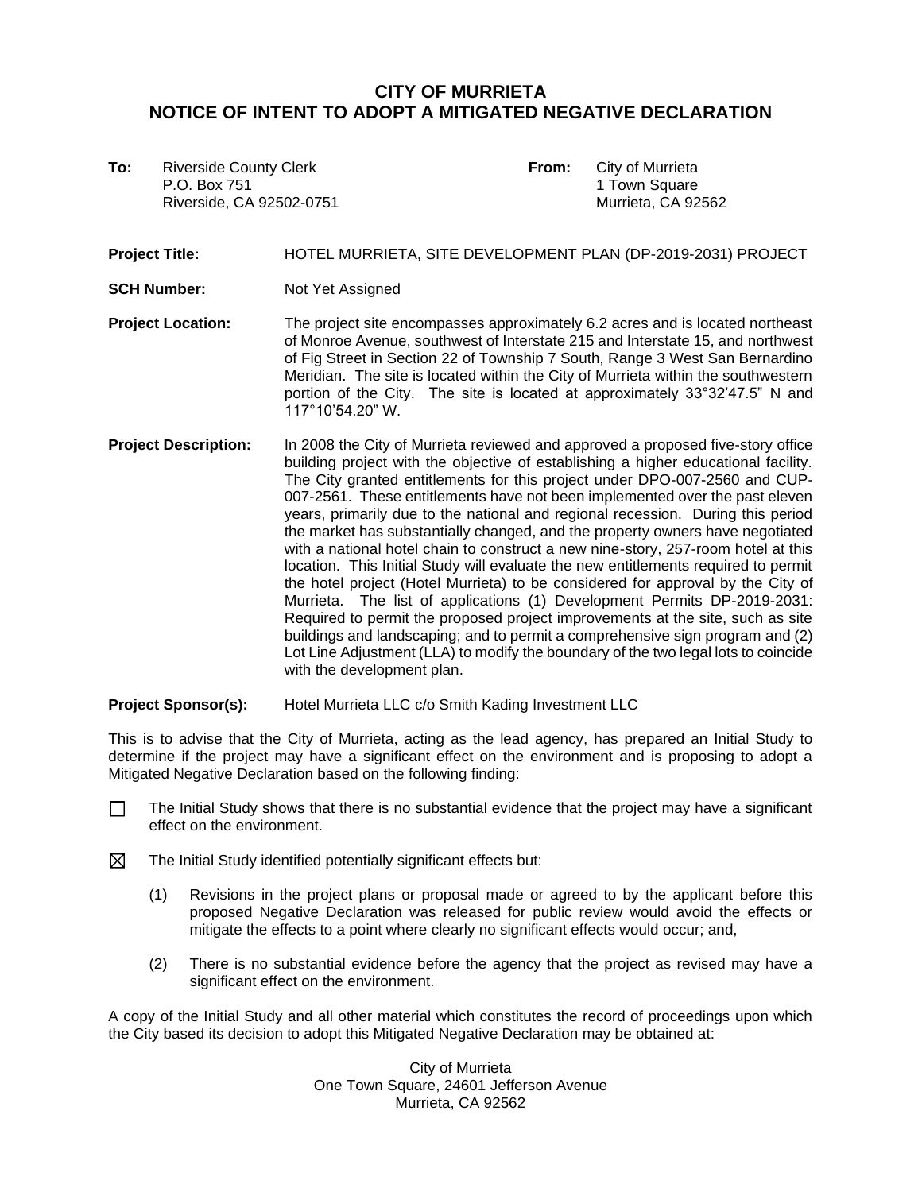# CITY OF MURRIETA
# NOTICE OF INTENT TO ADOPT A MITIGATED NEGATIVE DECLARATION

**To:** Riverside County Clerk
P.O. Box 751
Riverside, CA 92502-0751

**From:** City of Murrieta
1 Town Square
Murrieta, CA 92562

**Project Title:** HOTEL MURRIETA, SITE DEVELOPMENT PLAN (DP-2019-2031) PROJECT

**SCH Number:** Not Yet Assigned

**Project Location:** The project site encompasses approximately 6.2 acres and is located northeast of Monroe Avenue, southwest of Interstate 215 and Interstate 15, and northwest of Fig Street in Section 22 of Township 7 South, Range 3 West San Bernardino Meridian. The site is located within the City of Murrieta within the southwestern portion of the City. The site is located at approximately 33°32'47.5" N and 117°10'54.20" W.

**Project Description:** In 2008 the City of Murrieta reviewed and approved a proposed five-story office building project with the objective of establishing a higher educational facility. The City granted entitlements for this project under DPO-007-2560 and CUP-007-2561. These entitlements have not been implemented over the past eleven years, primarily due to the national and regional recession. During this period the market has substantially changed, and the property owners have negotiated with a national hotel chain to construct a new nine-story, 257-room hotel at this location. This Initial Study will evaluate the new entitlements required to permit the hotel project (Hotel Murrieta) to be considered for approval by the City of Murrieta. The list of applications (1) Development Permits DP-2019-2031: Required to permit the proposed project improvements at the site, such as site buildings and landscaping; and to permit a comprehensive sign program and (2) Lot Line Adjustment (LLA) to modify the boundary of the two legal lots to coincide with the development plan.

**Project Sponsor(s):** Hotel Murrieta LLC c/o Smith Kading Investment LLC

This is to advise that the City of Murrieta, acting as the lead agency, has prepared an Initial Study to determine if the project may have a significant effect on the environment and is proposing to adopt a Mitigated Negative Declaration based on the following finding:

☐ The Initial Study shows that there is no substantial evidence that the project may have a significant effect on the environment.

☒ The Initial Study identified potentially significant effects but:

(1) Revisions in the project plans or proposal made or agreed to by the applicant before this proposed Negative Declaration was released for public review would avoid the effects or mitigate the effects to a point where clearly no significant effects would occur; and,

(2) There is no substantial evidence before the agency that the project as revised may have a significant effect on the environment.

A copy of the Initial Study and all other material which constitutes the record of proceedings upon which the City based its decision to adopt this Mitigated Negative Declaration may be obtained at:

City of Murrieta
One Town Square, 24601 Jefferson Avenue
Murrieta, CA 92562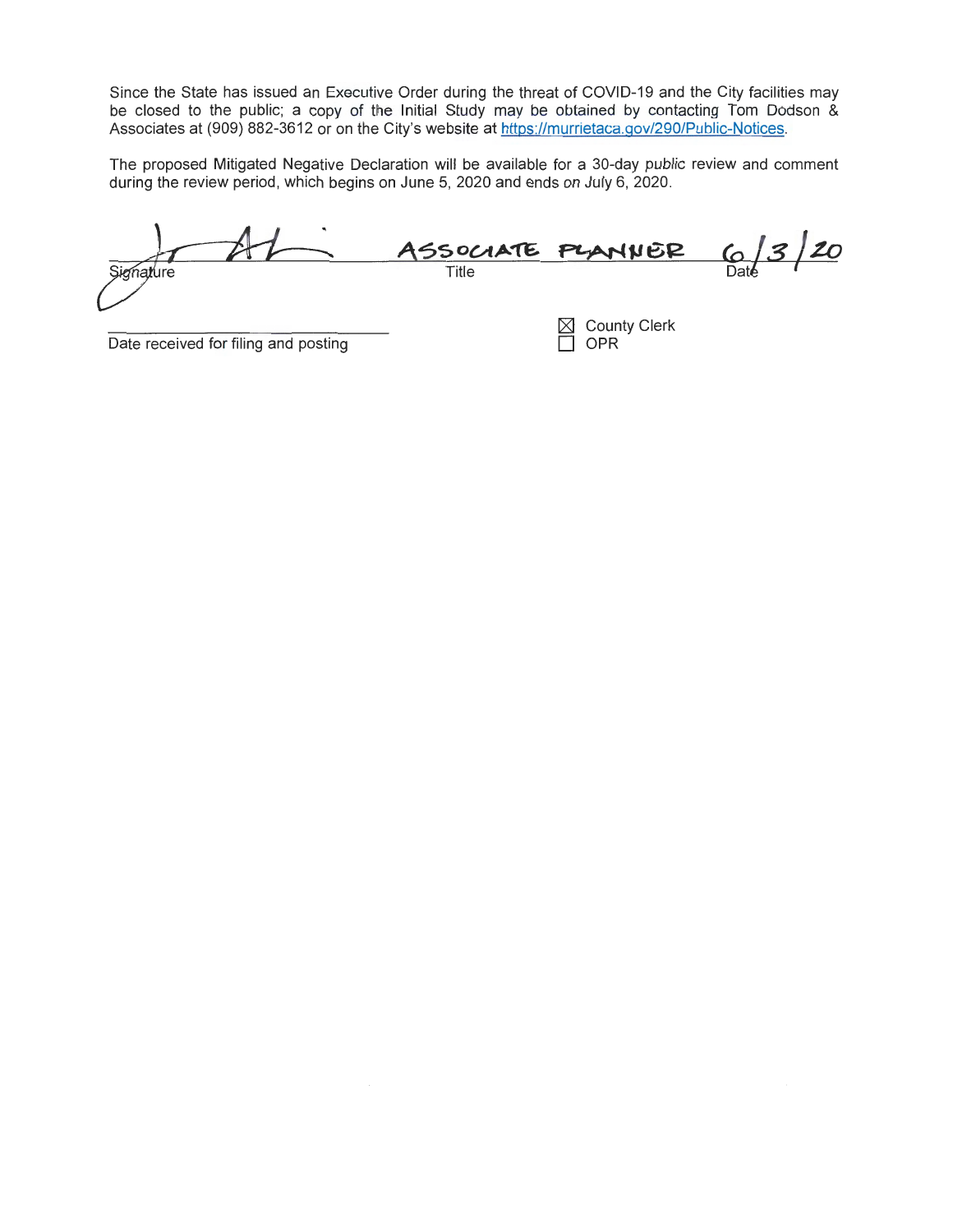Since the State has issued an Executive Order during the threat of COVID-19 and the City facilities may be closed to the public; a copy of the Initial Study may be obtained by contacting Tom Dodson & Associates at (909) 882-3612 or on the City's website at https://murrietaca.gov/290/Public-Notices.

The proposed Mitigated Negative Declaration will be available for a 30-day public review and comment during the review period, which begins on June 5, 2020 and ends on July 6, 2020.

| | | |
|---|---|---|
| [signature] | ASSOCIATE PLANNER | 6/3/20 |
| Signature | Title | Date |

______________________________
Date received for filing and posting

☒ County Clerk
☐ OPR